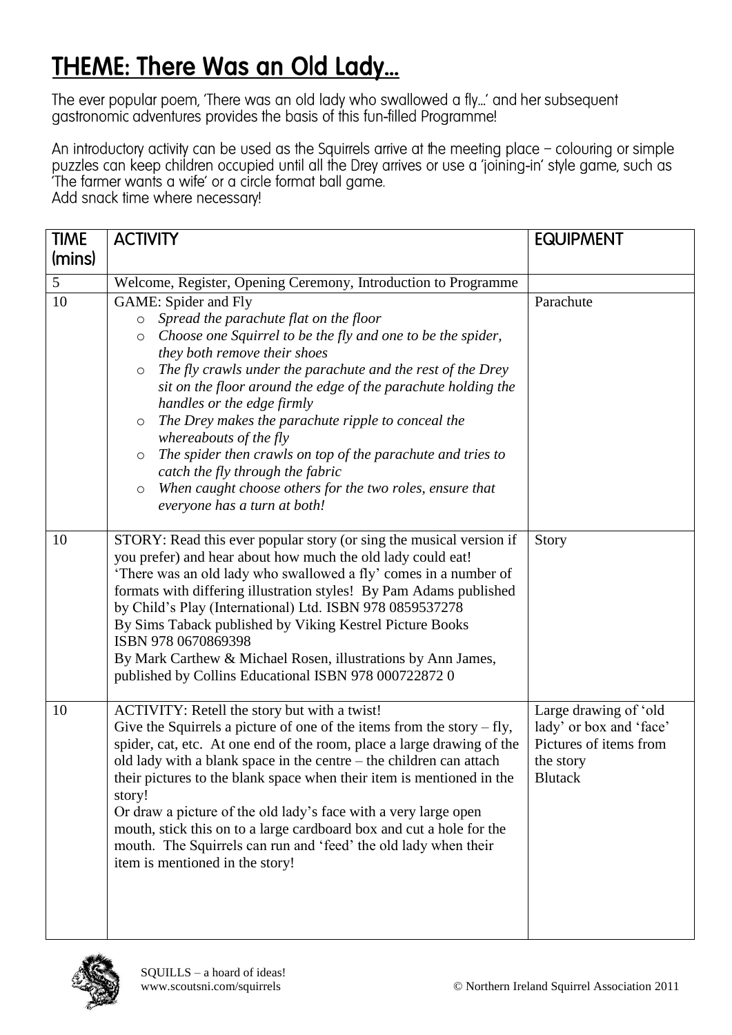# THEME: There Was an Old Lady…

The ever popular poem, 'There was an old lady who swallowed a fly…' and her subsequent gastronomic adventures provides the basis of this fun-filled Programme!

An introductory activity can be used as the Squirrels arrive at the meeting place – colouring or simple puzzles can keep children occupied until all the Drey arrives or use a 'joining-in' style game, such as 'The farmer wants a wife' or a circle format ball game.
Add snack time where necessary!

| TIME (mins) | ACTIVITY | EQUIPMENT |
|---|---|---|
| 5 | Welcome, Register, Opening Ceremony, Introduction to Programme | |
| 10 | GAME: Spider and Fly<br>○ *Spread the parachute flat on the floor*<br>○ *Choose one Squirrel to be the fly and one to be the spider, they both remove their shoes*<br>○ *The fly crawls under the parachute and the rest of the Drey sit on the floor around the edge of the parachute holding the handles or the edge firmly*<br>○ *The Drey makes the parachute ripple to conceal the whereabouts of the fly*<br>○ *The spider then crawls on top of the parachute and tries to catch the fly through the fabric*<br>○ *When caught choose others for the two roles, ensure that everyone has a turn at both!* | Parachute |
| 10 | STORY: Read this ever popular story (or sing the musical version if you prefer) and hear about how much the old lady could eat!<br>'There was an old lady who swallowed a fly' comes in a number of formats with differing illustration styles! By Pam Adams published by Child's Play (International) Ltd. ISBN 978 0859537278<br>By Sims Taback published by Viking Kestrel Picture Books ISBN 978 0670869398<br>By Mark Carthew & Michael Rosen, illustrations by Ann James, published by Collins Educational ISBN 978 000722872 0 | Story |
| 10 | ACTIVITY: Retell the story but with a twist!<br>Give the Squirrels a picture of one of the items from the story – fly, spider, cat, etc. At one end of the room, place a large drawing of the old lady with a blank space in the centre – the children can attach their pictures to the blank space when their item is mentioned in the story!<br>Or draw a picture of the old lady's face with a very large open mouth, stick this on to a large cardboard box and cut a hole for the mouth. The Squirrels can run and 'feed' the old lady when their item is mentioned in the story! | Large drawing of 'old lady' or box and 'face'<br>Pictures of items from the story<br>Blutack |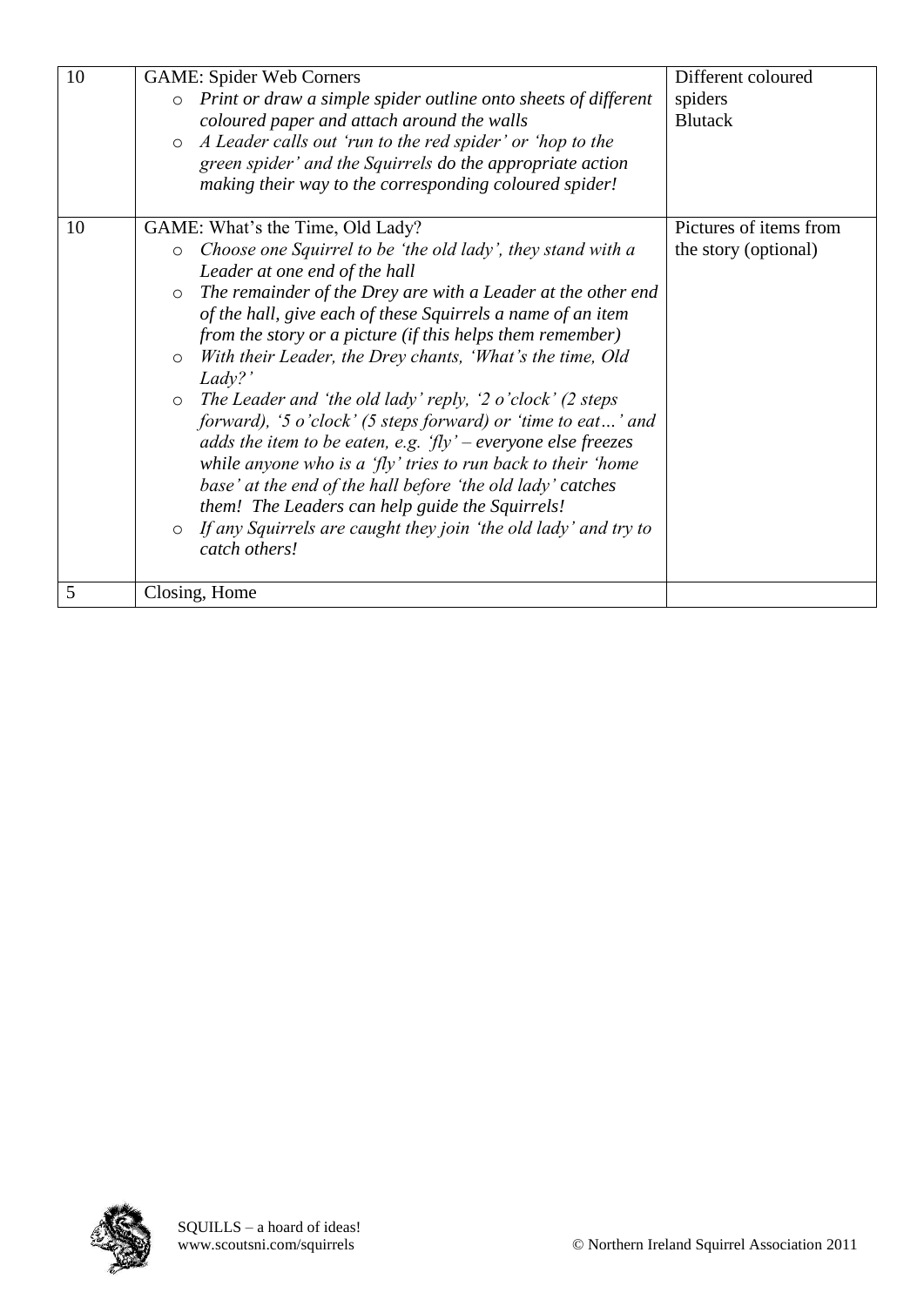| | | |
|---|---|---|
| 10 | GAME: Spider Web Corners<br>◦ *Print or draw a simple spider outline onto sheets of different coloured paper and attach around the walls*<br>◦ *A Leader calls out 'run to the red spider' or 'hop to the green spider' and the Squirrels do the appropriate action making their way to the corresponding coloured spider!* | Different coloured spiders<br>Blutack |
| 10 | GAME: What's the Time, Old Lady?<br>◦ *Choose one Squirrel to be 'the old lady', they stand with a Leader at one end of the hall*<br>◦ *The remainder of the Drey are with a Leader at the other end of the hall, give each of these Squirrels a name of an item from the story or a picture (if this helps them remember)*<br>◦ *With their Leader, the Drey chants, 'What's the time, Old Lady?'*<br>◦ *The Leader and 'the old lady' reply, '2 o'clock' (2 steps forward), '5 o'clock' (5 steps forward) or 'time to eat…' and adds the item to be eaten, e.g. 'fly' – everyone else freezes while anyone who is a 'fly' tries to run back to their 'home base' at the end of the hall before 'the old lady' catches them! The Leaders can help guide the Squirrels!*<br>◦ *If any Squirrels are caught they join 'the old lady' and try to catch others!* | Pictures of items from the story (optional) |
| 5 | Closing, Home | |